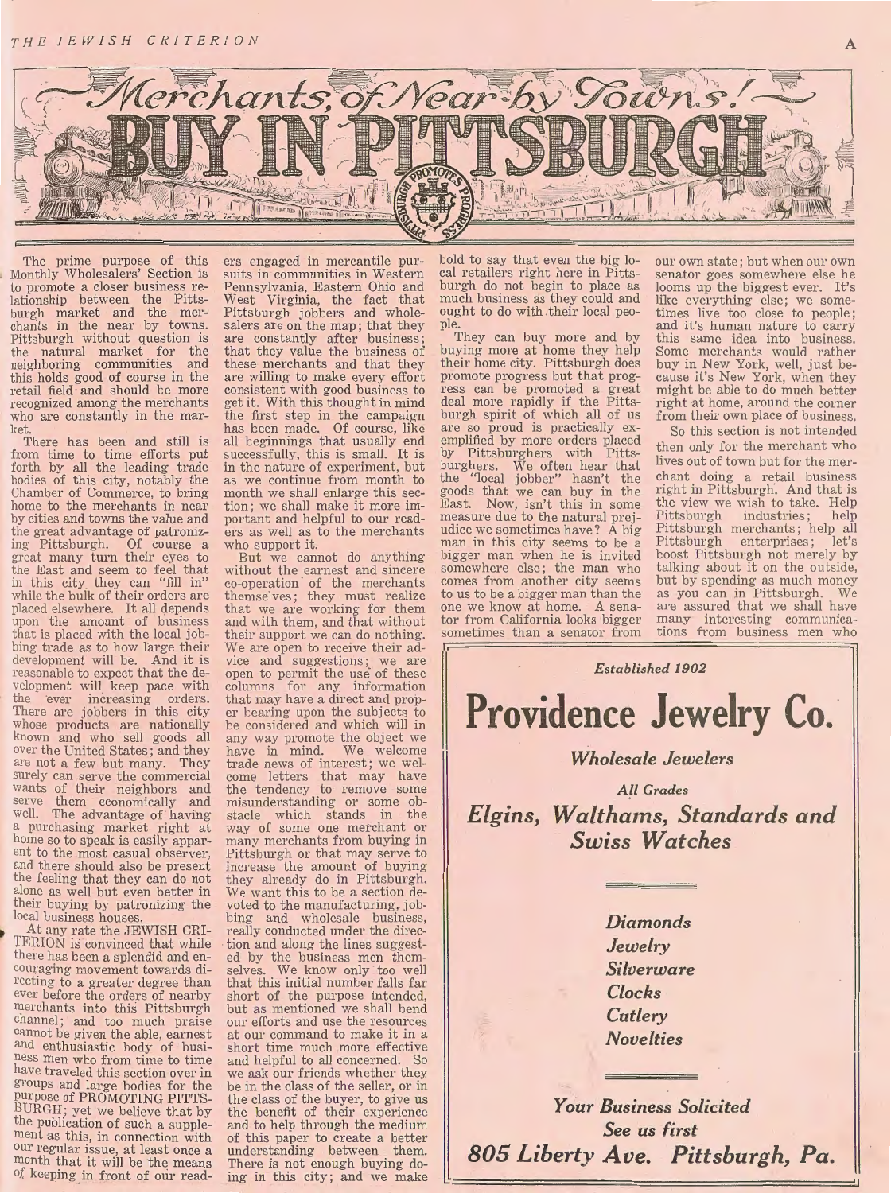# Merchants of Near-by Towns! BUY IN PITTSBURGH

The prime purpose of this Monthly Wholesalers' Section is to promote a closer business relationship between the Pittsburgh market and the merchants in the near by towns. Pittsburgh without question is the natural market for the neighboring communities and this holds good of course in the retail field and should be more recognized among the merchants who are constantly in the market.

There has been and still is from time to time efforts put forth by all the leading trade bodies of this city, notably the Chamber of Commerce, to bring home to the merchants in near by cities and towns the value and the great advantage of patronizing Pittsburgh. Of course a great many turn their eyes to the East and seem to feel that in this city they can "fill in" while the bulk of their orders are placed elsewhere. It all depends upon the amount of business that is placed with the local jobbing trade as to how large their development will be. And it is reasonable to expect that the development will keep pace with the ever increasing orders. There are jobbers in this city whose products are nationally known and who sell goods all over the United States; and they are not a few but many. They surely can serve the commercial wants of their neighbors and serve them economically and well. The advantage of having a purchasing market right at home so to speak is easily apparent to the most casual observer, and there should also be present the feeling that they can do not alone as well but even better in their buying by patronizing the local business houses.

At any rate the JEWISH CRITERION is convinced that while there has been a splendid and encouraging movement towards directing to a greater degree than ever before the orders of nearby merchants into this Pittsburgh channel; and too much praise cannot be given the able, earnest and enthusiastic body of business men who from time to time have traveled this section over in groups and large bodies for the purpose of PROMOTING PITTSBURGH; yet we believe that by the publication of such a supplement as this, in connection with our regular issue, at least once a month that it will be the means of keeping in front of our readers engaged in mercantile pursuits in communities in Western Pennsylvania, Eastern Ohio and West Virginia, the fact that Pittsburgh jobbers and wholesalers are on the map; that they are constantly after business; that they value the business of these merchants and that they are willing to make every effort consistent with good business to get it. With this thought in mind the first step in the campaign has been made. Of course, like all beginnings that usually end successfully, this is small. It is in the nature of experiment, but as we continue from month to month we shall enlarge this section; we shall make it more important and helpful to our readers as well as to the merchants who support it.

But we cannot do anything without the earnest and sincere co-operation of the merchants themselves; they must realize that we are working for them and with them, and that without their support we can do nothing. We are open to receive their advice and suggestions; we are open to permit the use of these columns for any information that may have a direct and proper bearing upon the subjects to be considered and which will in any way promote the object we have in mind. We welcome trade news of interest; we welcome letters that may have the tendency to remove some misunderstanding or some obstacle which stands in the way of some one merchant or many merchants from buying in Pittsburgh or that may serve to increase the amount of buying they already do in Pittsburgh. We want this to be a section devoted to the manufacturing, jobbing and wholesale business, really conducted under the direction and along the lines suggested by the business men themselves. We know only too well that this initial number falls far short of the purpose intended, but as mentioned we shall bend our efforts and use the resources at our command to make it in a short time much more effective and helpful to all concerned. So we ask our friends whether they be in the class of the seller, or in the class of the buyer, to give us the benefit of their experience and to help through the medium of this paper to create a better understanding between them. There is not enough buying doing in this city; and we make bold to say that even the big local retailers right here in Pittsburgh do not begin to place as much business as they could and ought to do with their local people.

They can buy more and by buying more at home they help their home city. Pittsburgh does promote progress but that progress can be promoted a great deal more rapidly if the Pittsburgh spirit of which all of us are so proud is practically exemplified by more orders placed by Pittsburghers with Pittsburghers. We often hear that the "local jobber" hasn't the goods that we can buy in the East. Now, isn't this in some measure due to the natural prejudice we sometimes have? A big man in this city seems to be a bigger man when he is invited somewhere else; the man who comes from another city seems to us to be a bigger man than the one we know at home. A senator from California looks bigger sometimes than a senator from our own state; but when our own senator goes somewhere else he looms up the biggest ever. It's like everything else; we sometimes live too close to people; and it's human nature to carry this same idea into business. Some merchants would rather buy in New York, well, just because it's New York, when they might be able to do much better right at home, around the corner from their own place of business.

So this section is not intended then only for the merchant who lives out of town but for the merchant doing a retail business right in Pittsburgh. And that is the view we wish to take. Help Pittsburgh industries; help Pittsburgh merchants; help all Pittsburgh enterprises; let's boost Pittsburgh not merely by talking about it on the outside, but by spending as much money as you can in Pittsburgh. We are assured that we shall have many interesting communications from business men who

---

*Established 1902*

**Providence Jewelry Co.**

*Wholesale Jewelers*

*All Grades*

***Elgins, Walthams, Standards and Swiss Watches***

*Diamonds*
*Jewelry*
*Silverware*
*Clocks*
*Cutlery*
*Novelties*

***Your Business Solicited***
***See us first***
***805 Liberty Ave. Pittsburgh, Pa.***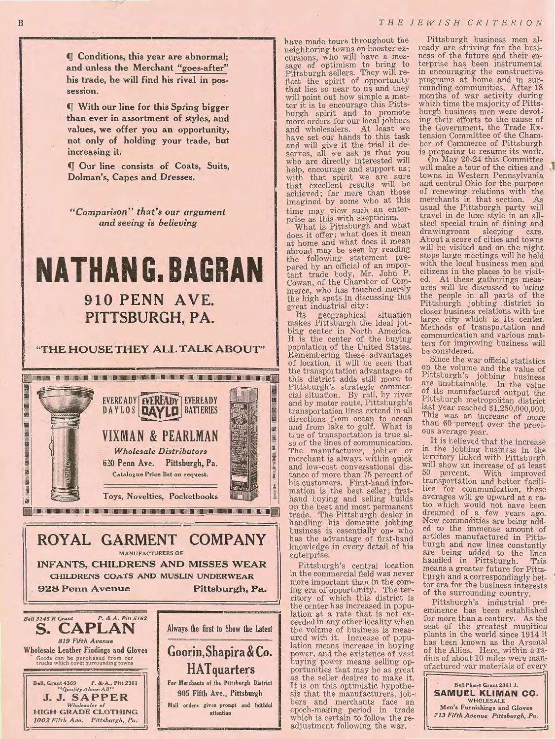¶ Conditions, this year are abnormal; and unless the Merchant "goes-after" his trade, he will find his rival in possession.

¶ With our line for this Spring bigger than ever in assortment of styles, and values, we offer you an opportunity, not only of holding your trade, but increasing it.

¶ Our line consists of Coats, Suits, Dolman's, Capes and Dresses.

*"Comparison" that's our argument and seeing is believing*

# NATHAN G. BAGRAN

## 910 PENN AVE. PITTSBURGH, PA.

**"THE HOUSE THEY ALL TALK ABOUT"**

---

EVEREADY DAYLOS EVEREADY DAYLO EVEREADY BATTERIES

## VIXMAN & PEARLMAN

*Wholesale Distributors*

620 Penn Ave. Pittsburgh, Pa.

Catalogue Price list on request.

Toys, Novelties, Pocketbooks

---

## ROYAL GARMENT COMPANY

MANUFACTURERS OF

**INFANTS, CHILDRENS AND MISSES WEAR**

CHILDRENS COATS AND MUSLIN UNDERWEAR

**928 Penn Avenue** **Pittsburgh, Pa.**

---

*Bell 3145 R Grant* *P. & A. Pitt 5162*

## S. CAPLAN

*819 Fifth Avenue*

**Wholesale Leather Findings and Gloves**

Goods can be purchased from our trucks which cover surrounding towns

---

Bell, Grant 4369 P. & A., Pitt 2361

*"Quality Above All"*

**J. J. SAPPER**

*Wholesaler of*

**HIGH GRADE CLOTHING**

*1002 Fifth Ave. Pittsburgh, Pa.*

---

Always the first to Show the Latest

## Goorin, Shapira & Co.

## HATquarters

For Merchants of the Pittsburgh District

905 Fifth Ave., Pittsburgh

Mail orders given prompt and faithful attention

---

have made tours throughout the neighboring towns on booster excursions, who will have a message of optimism to bring to Pittsburgh sellers. They will reflect the spirit of opportunity that lies so near to us and they will point out how simple a matter it is to encourage this Pittsburgh spirit and to promote more orders for our local jobbers and wholesalers. At least we have set our hands to this task and will give it the trial it deserves, all we ask is that you who are directly interested will help, encourage and support us; with that spirit we are sure that excellent results will be achieved; far more than those imagined by some who at this time may view such an enterprise as this with skepticism.

What is Pittsburgh and what does it offer; what does it mean at home and what does it mean abroad may be seen by reading the following statement prepared by an official of an important trade body, Mr. John P. Cowan, of the Chamber of Commerce, who has touched merely the high spots in discussing this great industrial city:

Its geographical situation makes Pittsburgh the ideal jobbing center in North America. It is the center of the buying population of the United States. Remembering these advantages of location, it will be seen that the transportation advantages of this district adds still more to Pittsburgh's strategic commercial situation. By rail, by river and by motor route, Pittsburgh's transportation lines extend in all directions from ocean to ocean and from lake to gulf. What is true of transportation is true also of the lines of communication. The manufacturer, jobber or merchant is always within quick and low-cost conversational distance of more than 75 percent of his customers. First-hand information is the best seller; first-hand buying and selling builds up the best and most permanent trade. The Pittsburgh dealer in handling his domestic jobbing business is essentially one who has the advantage of first-hand knowledge in every detail of his enterprise.

Pittsburgh's central location in the commercial field was never more important than in the coming era of opportunity. The territory of which this district is the center has increased in population at a rate that is not exceeded in any other locality when the volume of business is measured with it. Increase of population means increase in buying power, and the existence of vast buying power means selling opportunities that may be as great as the seller desires to make it. It is on this optimistic hypothesis that the manufacturers, jobbers and merchants face an epoch-making period in trade which is certain to follow the readjustment following the war.

Pittsburgh business men already are striving for the business of the future and their enterprise has been instrumental in encouraging the constructive programs at home and in surrounding communities. After 18 months of war activity during which time the majority of Pittsburgh business men were devoting their efforts to the cause of the Government, the Trade Extension Committee of the Chamber of Commerce of Pittsburgh is preparing to resume its work.

On May 20-24 this Committee will make a tour of the cities and towns in Western Pennsylvania and central Ohio for the purpose of renewing relations with the merchants in that section. As usual the Pittsburgh party will travel in de luxe style in an all-steel special train of dining and drawingroom sleeping cars. About a score of cities and towns will be visited and on the night stops large meetings will be held with the local business men and citizens in the places to be visited. At these gatherings measures will be discussed to bring the people in all parts of the Pittsburgh jobbing district in closer business relations with the large city which is its center. Methods of transportation and communication and various matters for improving business will be considered.

Since the war official statistics on the volume and the value of Pittsburgh's jobbing business are unobtainable. In the value of its manufactured output the Pittsburgh metropolitan district last year reached $1,250,000,000. This was an increase of more than 60 percent over the previous average year.

It is believed that the increase in the jobbing business in the territory linked with Pittsburgh will show an increase of at least 50 percent. With improved transportation and better facilities for communication, these averages will go upward at a ratio which would not have been dreamed of a few years ago. New commodities are being added to the immense amount of articles manufactured in Pittsburgh and new lines constantly are being added to the lines handled in Pittsburgh. This means a greater future for Pittsburgh and a correspondingly better era for the business interests of the surrounding country.

Pittsburgh's industrial preeminence has been established for more than a century. As the seat of the greatest munition plants in the world since 1914 it has been known as the Arsenal of the Allies. Here, within a radius of about 10 miles were manufactured war materials of every

---

Bell Phone Grant 2381 J.

**SAMUEL KLIMAN CO.**

WHOLESALE

Men's Furnishings and Gloves

*713 Fifth Avenue Pittsburgh, Pa.*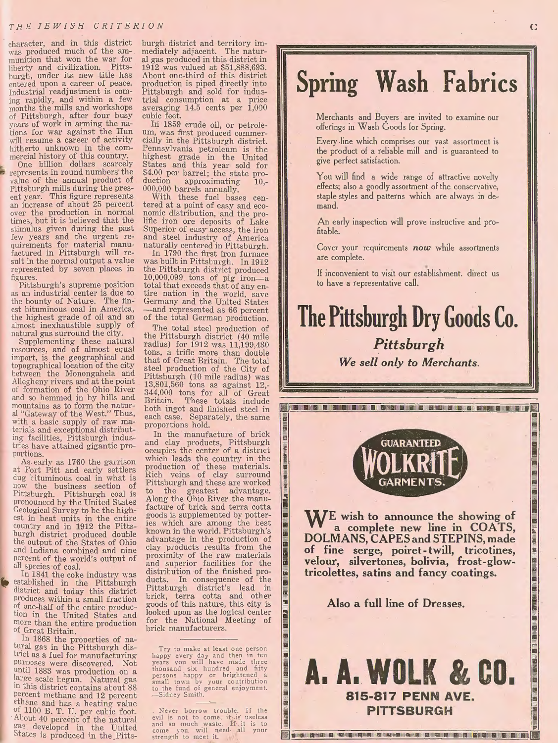character, and in this district was produced much of the ammunition that won the war for liberty and civilization. Pittsburgh, under its new title has entered upon a career of peace. Industrial readjustment is coming rapidly, and within a few months the mills and workshops of Pittsburgh, after four busy years of work in arming the nations for war against the Hun will resume a career of activity hitherto unknown in the commercial history of this country.

One billion dollars scarcely represents in round numbers the value of the annual product of Pittsburgh mills during the present year. This figure represents an increase of about 25 percent over the production in normal times, but it is believed that the stimulus given during the past few years and the urgent requirements for material manufactured in Pittsburgh will result in the normal output a value represented by seven places in figures.

Pittsburgh's supreme position as an industrial center is due to the bounty of Nature. The finest bituminous coal in America, the highest grade of oil and an almost inexhaustible supply of natural gas surround the city.

Supplementing these natural resources, and of almost equal import, is the geographical and topographical location of the city between the Monongahela and Allegheny rivers and at the point of formation of the Ohio River and so hemmed in by hills and mountains as to form the natural "Gateway of the West." Thus, with a basic supply of raw materials and exceptional distributing facilities, Pittsburgh industries have attained gigantic proportions.

As early as 1760 the garrison at Fort Pitt and early settlers dug bituminous coal in what is now the business section of Pittsburgh. Pittsburgh coal is pronounced by the United States Geological Survey to be the highest in heat units in the entire country and in 1912 the Pittsburgh district produced double the output of the States of Ohio and Indiana combined and nine percent of the world's output of all species of coal.

In 1841 the coke industry was established in the Pittsburgh district and today this district produces within a small fraction of one-half of the entire production in the United States and more than the entire production of Great Britain.

In 1868 the properties of natural gas in the Pittsburgh district as a fuel for manufacturing purposes were discovered. Not until 1883 was production on a large scale begun. Natural gas in this district contains about 88 percent methane and 12 percent ethane and has a heating value of 1100 B. T. U. per cubic foot. About 40 percent of the natural gas developed in the United States is produced in the Pittsburgh district and territory immediately adjacent. The natural gas produced in this district in 1912 was valued at $51,888,693. About one-third of this district production is piped directly into Pittsburgh and sold for industrial consumption at a price averaging 14.5 cents per 1,000 cubic feet.

In 1859 crude oil, or petroleum, was first produced commercially in the Pittsburgh district. Pennsylvania petroleum is the highest grade in the United States and this year sold for $4.00 per barrel; the state production approximating 10,000,000 barrels annually.

With these fuel bases centered at a point of easy and economic distribution, and the prolific iron ore deposits of Lake Superior of easy access, the iron and steel industry of America naturally centered in Pittsburgh.

In 1790 the first iron furnace was built in Pittsburgh. In 1912 the Pittsburgh district produced 10,000,099 tons of pig iron—a total that exceeds that of any entire nation in the world, save Germany and the United States—and represented as 66 percent of the total German production.

The total steel production of the Pittsburgh district (40 mile radius) for 1912 was 11,199,430 tons, a trifle more than double that of Great Britain. The total steel production of the City of Pittsburgh (10 mile radius) was 13,801,560 tons as against 12,344,000 tons for all of Great Britain. These totals include both ingot and finished steel in each case. Separately, the same proportions hold.

In the manufacture of brick and clay products, Pittsburgh occupies the center of a district which leads the country in the production of these materials. Rich veins of clay surround Pittsburgh and these are worked to the greatest advantage. Along the Ohio River the manufacture of brick and terra cotta goods is supplemented by potteries which are among the best known in the world. Pittsburgh's advantage in the production of clay products results from the proximity of the raw materials and superior facilities for the distribution of the finished products. In consequence of the Pittsburgh district's lead in brick, terra cotta and other goods of this nature, this city is looked upon as the logical center for the National Meeting of brick manufacturers.

---

Try to make at least one person happy every day and then in ten years you will have made three thousand six hundred and fifty persons happy or brightened a small town by your contribution to the fund of general enjoyment. —Sidney Smith.

---

Never borrow trouble. If the evil is not to come, it is useless and so much waste. If it is to come you will need all your strength to meet it.

---

# Spring Wash Fabrics

Merchants and Buyers are invited to examine our offerings in Wash Goods for Spring.

Every line which comprises our vast assortment is the product of a reliable mill and is guaranteed to give perfect satisfaction.

You will find a wide range of attractive novelty effects; also a goodly assortment of the conservative, staple styles and patterns which are always in demand.

An early inspection will prove instructive and profitable.

Cover your requirements ***now*** while assortments are complete.

If inconvenient to visit our establishment, direct us to have a representative call.

## The Pittsburgh Dry Goods Co.

***Pittsburgh***

***We sell only to Merchants.***

---

GUARANTEED **WOLKRITE** GARMENTS.

**WE wish to announce the showing of a complete new line in COATS, DOLMANS, CAPES and STEPINS, made of fine serge, poiret-twill, tricotines, velour, silvertones, bolivia, frost-glow-tricolettes, satins and fancy coatings.**

**Also a full line of Dresses.**

## A. A. WOLK & CO.

**815-817 PENN AVE.**

**PITTSBURGH**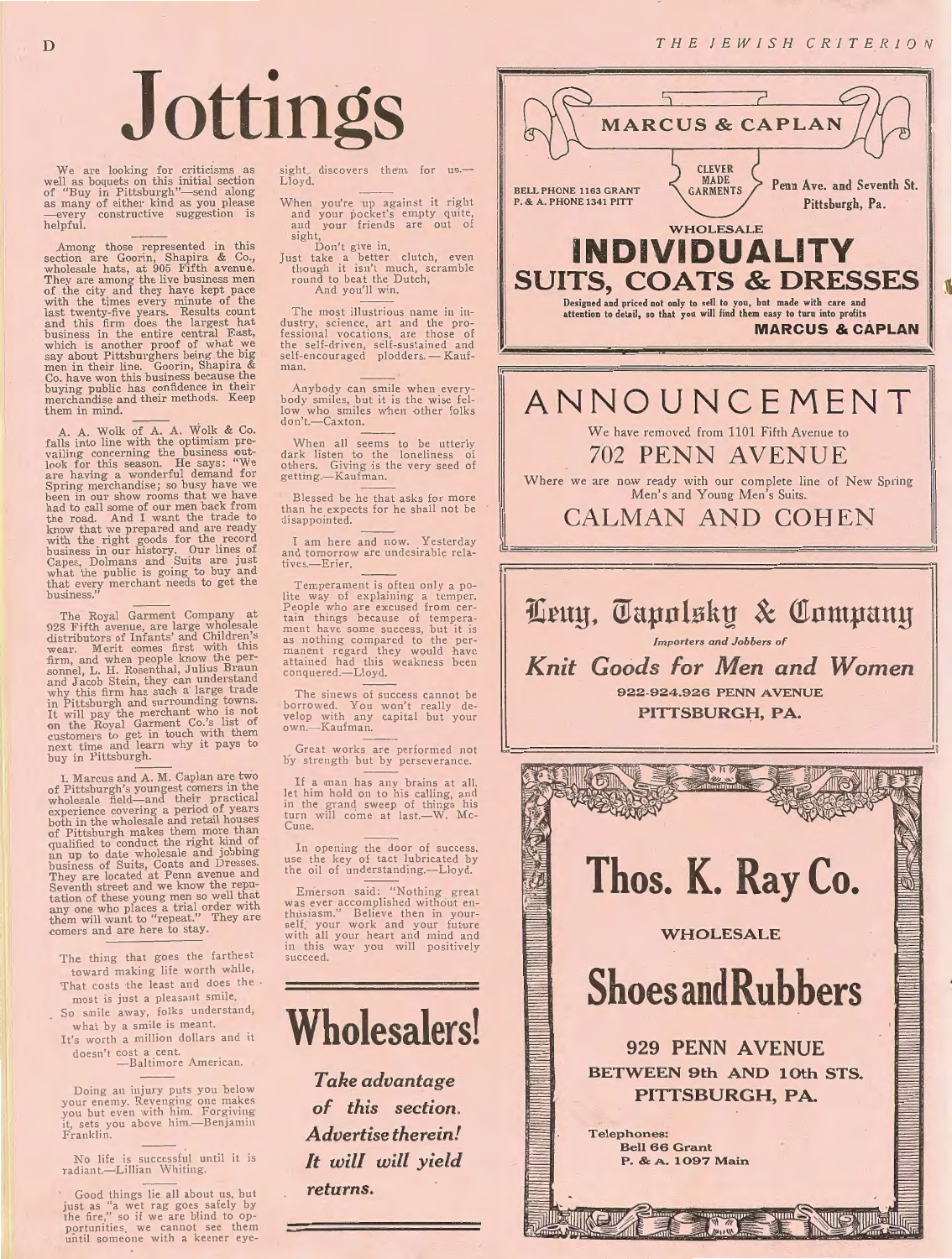# Jottings

We are looking for criticisms as well as boquets on this initial section of "Buy in Pittsburgh"—send along as many of either kind as you please—every constructive suggestion is helpful.

Among those represented in this section are Goorin, Shapira & Co., wholesale hats, at 905 Fifth avenue. They are among the live business men of the city and they have kept pace with the times every minute of the last twenty-five years. Results count and this firm does the largest hat business in the entire central East, which is another proof of what we say about Pittsburghers being the big men in their line. Goorin, Shapira & Co. have won this business because the buying public has confidence in their merchandise and their methods. Keep them in mind.

A. A. Wolk of A. A. Wolk & Co. falls into line with the optimism prevailing concerning the business outlook for this season. He says: "We are having a wonderful demand for Spring merchandise; so busy have we been in our show rooms that we have had to call some of our men back from the road. And I want the trade to know that we prepared and are ready with the right goods for the record business in our history. Our lines of Capes, Dolmans and Suits are just what the public is going to buy and that every merchant needs to get the business."

The Royal Garment Company at 928 Fifth avenue, are large wholesale distributors of Infants' and Children's wear. Merit comes first with this firm, and when people know the personnel, L. H. Rosenthal, Julius Braun and Jacob Stein, they can understand why this firm has such a large trade in Pittsburgh and surrounding towns. It will pay the merchant who is not on the Royal Garment Co.'s list of customers to get in touch with them next time and learn why it pays to buy in Pittsburgh.

I. Marcus and A. M. Caplan are two of Pittsburgh's youngest comers in the wholesale field—and their practical experience covering a period of years both in the wholesale and retail houses of Pittsburgh makes them more than qualified to conduct the right kind of an up to date wholesale and jobbing business of Suits, Coats and Dresses. They are located at Penn avenue and Seventh street and we know the reputation of these young men so well that any one who places a trial order with them will want to "repeat." They are comers and are here to stay.

The thing that goes the farthest
 toward making life worth while,
That costs the least and does the
 most is just a pleasant smile.
So smile away, folks understand,
 what by a smile is meant.
It's worth a million dollars and it
 doesn't cost a cent.
—Baltimore American.

Doing an injury puts you below your enemy. Revenging one makes you but even with him. Forgiving it, sets you above him.—Benjamin Franklin.

No life is successful until it is radiant.—Lillian Whiting.

Good things lie all about us, but just as "a wet rag goes safely by the fire," so if we are blind to opportunities, we cannot see them until someone with a keener eyesight discovers them for us.—Lloyd.

When you're up against it right
 and your pocket's empty quite,
 and your friends are out of
 sight,
 Don't give in.
Just take a better clutch, even
 though it isn't much, scramble
 round to beat the Dutch,
 And you'll win.

The most illustrious name in industry, science, art and the professional vocations, are those of the self-driven, self-sustained and self-encouraged plodders.—Kaufman.

Anybody can smile when everybody smiles, but it is the wise fellow who smiles when other folks don't.—Caxton.

When all seems to be utterly dark listen to the loneliness of others. Giving is the very seed of getting.—Kaufman.

Blessed be he that asks for more than he expects for he shall not be disappointed.

I am here and now. Yesterday and tomorrow are undesirable relatives.—Erier.

Temperament is often only a polite way of explaining a temper. People who are excused from certain things because of temperament have some success, but it is as nothing compared to the permanent regard they would have attained had this weakness been conquered.—Lloyd.

The sinews of success cannot be borrowed. You won't really develop with any capital but your own.—Kaufman.

Great works are performed not by strength but by perseverance.

If a man has any brains at all, let him hold on to his calling, and in the grand sweep of things his turn will come at last.—W. McCune.

In opening the door of success, use the key of tact lubricated by the oil of understanding.—Lloyd.

Emerson said: "Nothing great was ever accomplished without enthusiasm." Believe then in yourself, your work and your future with all your heart and mind and in this way you will positively succeed.

## Wholesalers!

*Take advantage of this section. Advertise therein! It will will yield returns.*

---

**MARCUS & CAPLAN**

BELL PHONE 1163 GRANT
P. & A. PHONE 1341 PITT

CLEVER MADE GARMENTS

Penn Ave. and Seventh St.
Pittsburgh, Pa.

WHOLESALE

**INDIVIDUALITY**
**SUITS, COATS & DRESSES**

Designed and priced not only to sell to you, but made with care and attention to detail, so that you will find them easy to turn into profits

**MARCUS & CAPLAN**

---

# ANNOUNCEMENT

We have removed from 1101 Fifth Avenue to

## 702 PENN AVENUE

Where we are now ready with our complete line of New Spring Men's and Young Men's Suits.

## CALMAN AND COHEN

---

## Levy, Tapolsky & Company

*Importers and Jobbers of*

***Knit Goods for Men and Women***

**922-924-926 PENN AVENUE**
**PITTSBURGH, PA.**

---

# Thos. K. Ray Co.

**WHOLESALE**

# Shoes and Rubbers

**929 PENN AVENUE**
**BETWEEN 9th AND 10th STS.**
**PITTSBURGH, PA.**

Telephones:
Bell 66 Grant
P. & A. 1097 Main